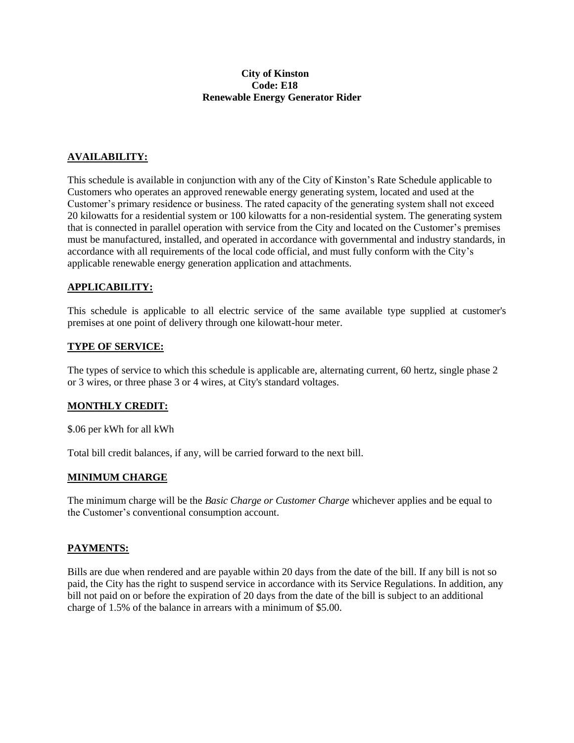**City of Kinston**
**Code: E18**
**Renewable Energy Generator Rider**

## AVAILABILITY:

This schedule is available in conjunction with any of the City of Kinston's Rate Schedule applicable to Customers who operates an approved renewable energy generating system, located and used at the Customer's primary residence or business. The rated capacity of the generating system shall not exceed 20 kilowatts for a residential system or 100 kilowatts for a non-residential system. The generating system that is connected in parallel operation with service from the City and located on the Customer's premises must be manufactured, installed, and operated in accordance with governmental and industry standards, in accordance with all requirements of the local code official, and must fully conform with the City's applicable renewable energy generation application and attachments.

## APPLICABILITY:

This schedule is applicable to all electric service of the same available type supplied at customer's premises at one point of delivery through one kilowatt-hour meter.

## TYPE OF SERVICE:

The types of service to which this schedule is applicable are, alternating current, 60 hertz, single phase 2 or 3 wires, or three phase 3 or 4 wires, at City's standard voltages.

## MONTHLY CREDIT:

$.06 per kWh for all kWh

Total bill credit balances, if any, will be carried forward to the next bill.

## MINIMUM CHARGE

The minimum charge will be the *Basic Charge or Customer Charge* whichever applies and be equal to the Customer's conventional consumption account.

## PAYMENTS:

Bills are due when rendered and are payable within 20 days from the date of the bill. If any bill is not so paid, the City has the right to suspend service in accordance with its Service Regulations. In addition, any bill not paid on or before the expiration of 20 days from the date of the bill is subject to an additional charge of 1.5% of the balance in arrears with a minimum of $5.00.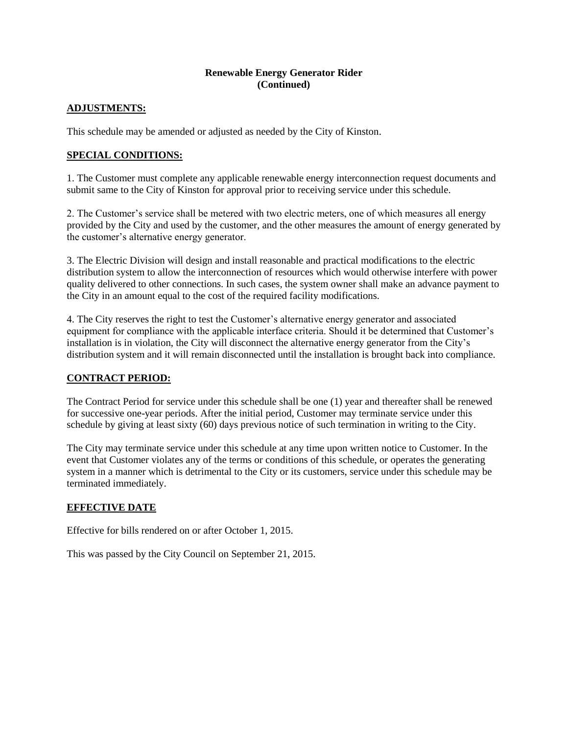**Renewable Energy Generator Rider**
**(Continued)**

## ADJUSTMENTS:

This schedule may be amended or adjusted as needed by the City of Kinston.

## SPECIAL CONDITIONS:

1. The Customer must complete any applicable renewable energy interconnection request documents and submit same to the City of Kinston for approval prior to receiving service under this schedule.

2. The Customer's service shall be metered with two electric meters, one of which measures all energy provided by the City and used by the customer, and the other measures the amount of energy generated by the customer's alternative energy generator.

3. The Electric Division will design and install reasonable and practical modifications to the electric distribution system to allow the interconnection of resources which would otherwise interfere with power quality delivered to other connections. In such cases, the system owner shall make an advance payment to the City in an amount equal to the cost of the required facility modifications.

4. The City reserves the right to test the Customer's alternative energy generator and associated equipment for compliance with the applicable interface criteria. Should it be determined that Customer's installation is in violation, the City will disconnect the alternative energy generator from the City's distribution system and it will remain disconnected until the installation is brought back into compliance.

## CONTRACT PERIOD:

The Contract Period for service under this schedule shall be one (1) year and thereafter shall be renewed for successive one-year periods. After the initial period, Customer may terminate service under this schedule by giving at least sixty (60) days previous notice of such termination in writing to the City.

The City may terminate service under this schedule at any time upon written notice to Customer. In the event that Customer violates any of the terms or conditions of this schedule, or operates the generating system in a manner which is detrimental to the City or its customers, service under this schedule may be terminated immediately.

## EFFECTIVE DATE

Effective for bills rendered on or after October 1, 2015.

This was passed by the City Council on September 21, 2015.